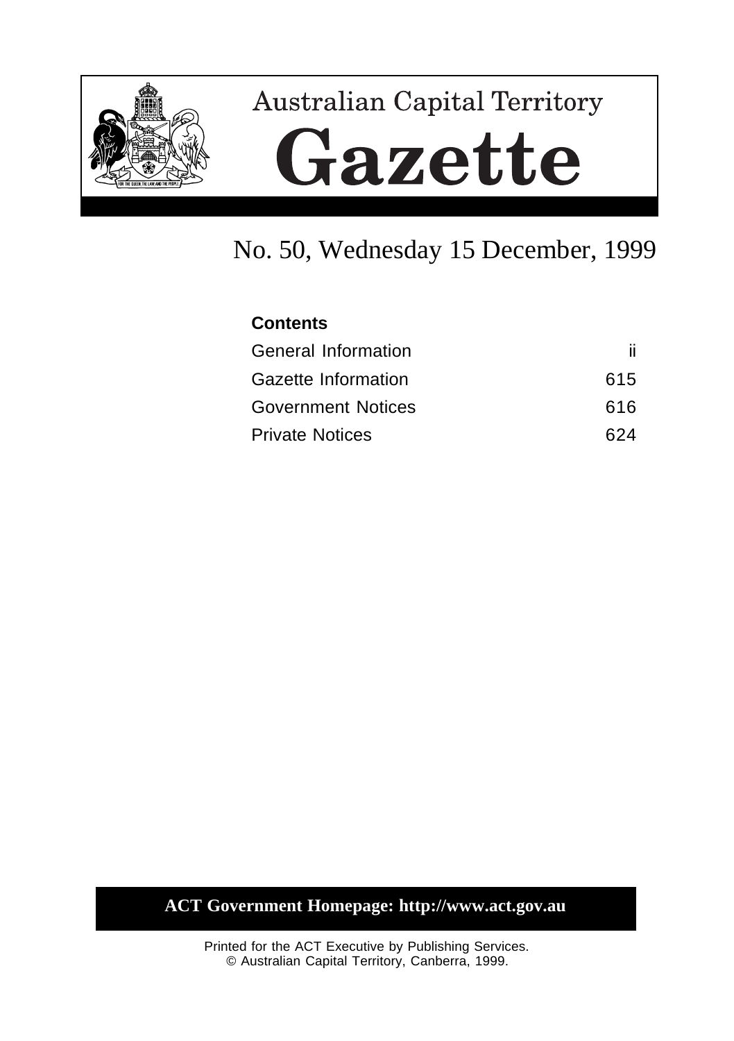# Australian Capital Territory

# Gazette

## No. 50, Wednesday 15 December, 1999

**Contents**

| | |
|---|---|
| General Information | ii |
| Gazette Information | 615 |
| Government Notices | 616 |
| Private Notices | 624 |

**ACT Government Homepage: http://www.act.gov.au**

Printed for the ACT Executive by Publishing Services.
© Australian Capital Territory, Canberra, 1999.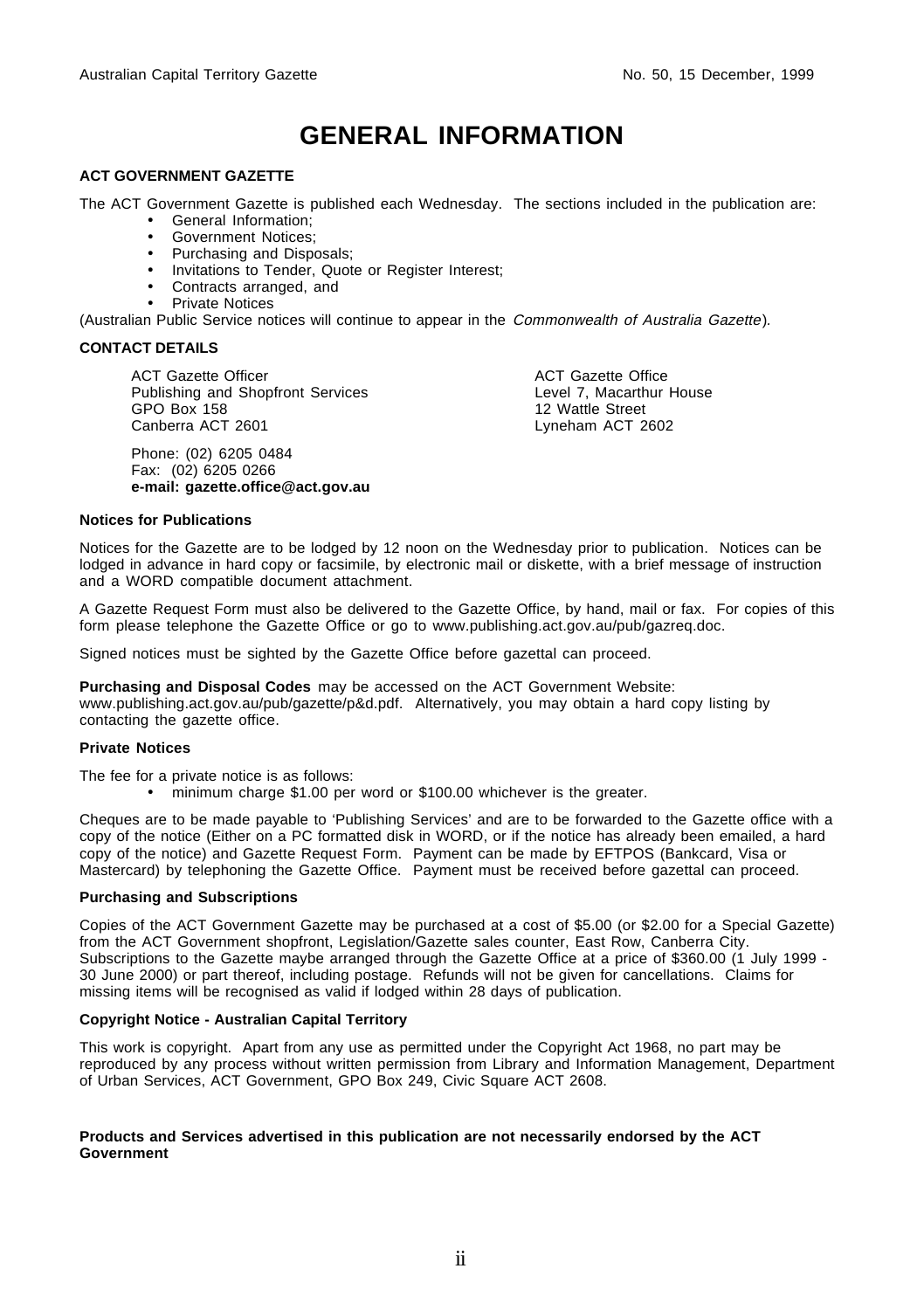# GENERAL INFORMATION

**ACT GOVERNMENT GAZETTE**

The ACT Government Gazette is published each Wednesday. The sections included in the publication are:

- General Information;
- Government Notices;
- Purchasing and Disposals;
- Invitations to Tender, Quote or Register Interest;
- Contracts arranged, and
- Private Notices

(Australian Public Service notices will continue to appear in the *Commonwealth of Australia Gazette*).

**CONTACT DETAILS**

ACT Gazette Officer
Publishing and Shopfront Services
GPO Box 158
Canberra ACT 2601

ACT Gazette Office
Level 7, Macarthur House
12 Wattle Street
Lyneham ACT 2602

Phone: (02) 6205 0484
Fax: (02) 6205 0266
**e-mail: gazette.office@act.gov.au**

**Notices for Publications**

Notices for the Gazette are to be lodged by 12 noon on the Wednesday prior to publication. Notices can be lodged in advance in hard copy or facsimile, by electronic mail or diskette, with a brief message of instruction and a WORD compatible document attachment.

A Gazette Request Form must also be delivered to the Gazette Office, by hand, mail or fax. For copies of this form please telephone the Gazette Office or go to www.publishing.act.gov.au/pub/gazreq.doc.

Signed notices must be sighted by the Gazette Office before gazettal can proceed.

**Purchasing and Disposal Codes** may be accessed on the ACT Government Website: www.publishing.act.gov.au/pub/gazette/p&d.pdf. Alternatively, you may obtain a hard copy listing by contacting the gazette office.

**Private Notices**

The fee for a private notice is as follows:

- minimum charge $1.00 per word or $100.00 whichever is the greater.

Cheques are to be made payable to 'Publishing Services' and are to be forwarded to the Gazette office with a copy of the notice (Either on a PC formatted disk in WORD, or if the notice has already been emailed, a hard copy of the notice) and Gazette Request Form. Payment can be made by EFTPOS (Bankcard, Visa or Mastercard) by telephoning the Gazette Office. Payment must be received before gazettal can proceed.

**Purchasing and Subscriptions**

Copies of the ACT Government Gazette may be purchased at a cost of $5.00 (or $2.00 for a Special Gazette) from the ACT Government shopfront, Legislation/Gazette sales counter, East Row, Canberra City. Subscriptions to the Gazette maybe arranged through the Gazette Office at a price of $360.00 (1 July 1999 - 30 June 2000) or part thereof, including postage. Refunds will not be given for cancellations. Claims for missing items will be recognised as valid if lodged within 28 days of publication.

**Copyright Notice - Australian Capital Territory**

This work is copyright. Apart from any use as permitted under the Copyright Act 1968, no part may be reproduced by any process without written permission from Library and Information Management, Department of Urban Services, ACT Government, GPO Box 249, Civic Square ACT 2608.

**Products and Services advertised in this publication are not necessarily endorsed by the ACT Government**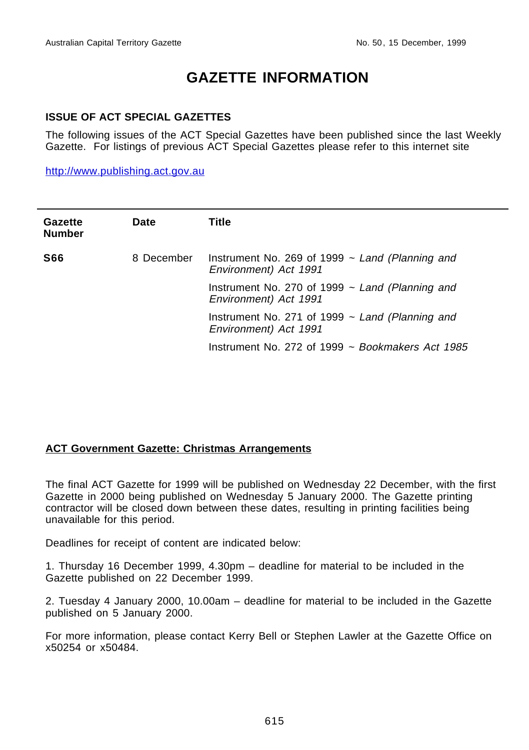# GAZETTE INFORMATION

## ISSUE OF ACT SPECIAL GAZETTES

The following issues of the ACT Special Gazettes have been published since the last Weekly Gazette. For listings of previous ACT Special Gazettes please refer to this internet site

http://www.publishing.act.gov.au

| Gazette Number | Date | Title |
|---|---|---|
| **S66** | 8 December | Instrument No. 269 of 1999 ~ *Land (Planning and Environment) Act 1991* |
| | | Instrument No. 270 of 1999 ~ *Land (Planning and Environment) Act 1991* |
| | | Instrument No. 271 of 1999 ~ *Land (Planning and Environment) Act 1991* |
| | | Instrument No. 272 of 1999 ~ *Bookmakers Act 1985* |

## ACT Government Gazette: Christmas Arrangements

The final ACT Gazette for 1999 will be published on Wednesday 22 December, with the first Gazette in 2000 being published on Wednesday 5 January 2000. The Gazette printing contractor will be closed down between these dates, resulting in printing facilities being unavailable for this period.

Deadlines for receipt of content are indicated below:

1. Thursday 16 December 1999, 4.30pm – deadline for material to be included in the Gazette published on 22 December 1999.

2. Tuesday 4 January 2000, 10.00am – deadline for material to be included in the Gazette published on 5 January 2000.

For more information, please contact Kerry Bell or Stephen Lawler at the Gazette Office on x50254 or x50484.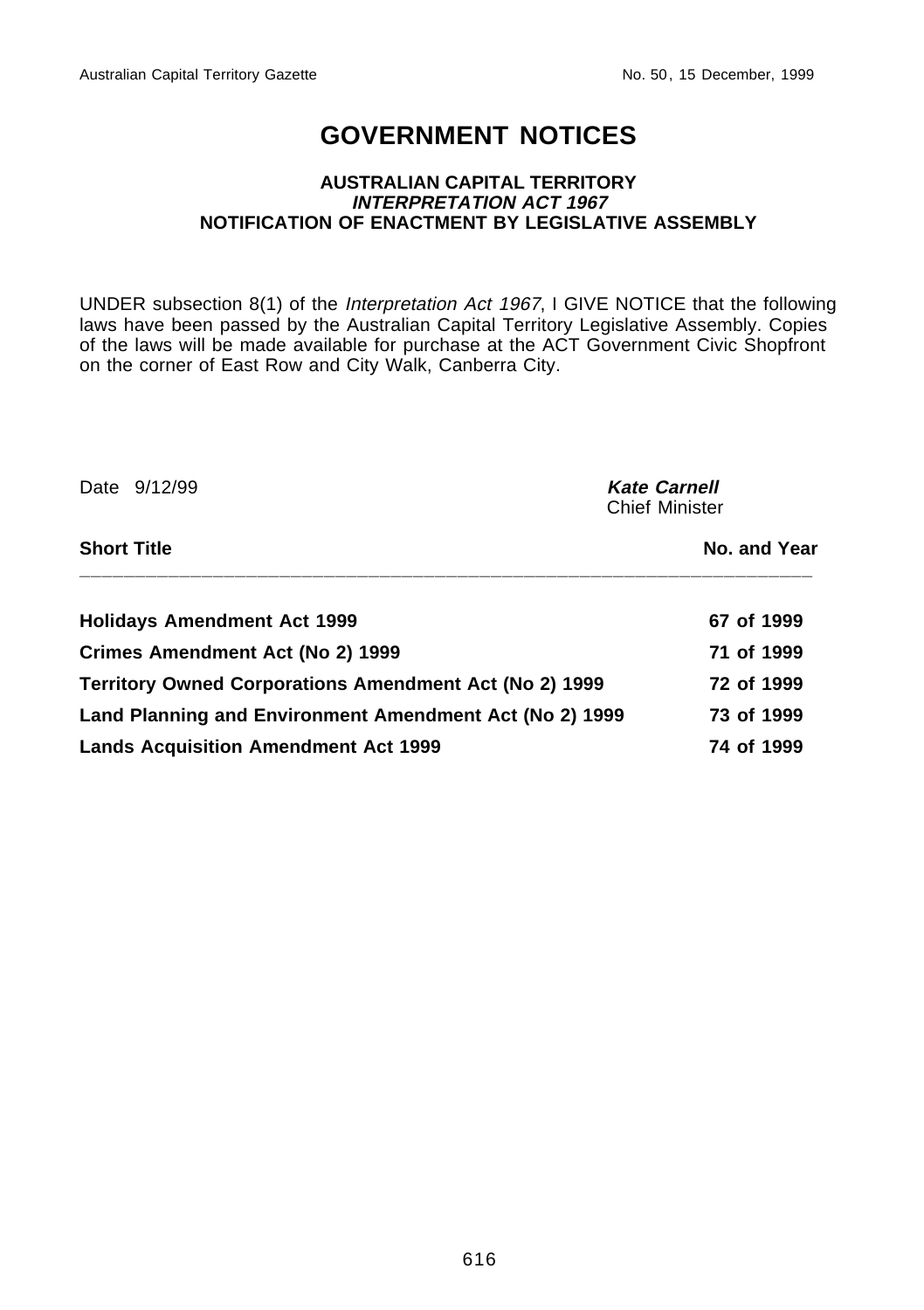# GOVERNMENT NOTICES

**AUSTRALIAN CAPITAL TERRITORY**
***INTERPRETATION ACT 1967***
**NOTIFICATION OF ENACTMENT BY LEGISLATIVE ASSEMBLY**

UNDER subsection 8(1) of the *Interpretation Act 1967*, I GIVE NOTICE that the following laws have been passed by the Australian Capital Territory Legislative Assembly. Copies of the laws will be made available for purchase at the ACT Government Civic Shopfront on the corner of East Row and City Walk, Canberra City.

Date 9/12/99

***Kate Carnell***
Chief Minister

| Short Title | No. and Year |
|---|---|
| **Holidays Amendment Act 1999** | **67 of 1999** |
| **Crimes Amendment Act (No 2) 1999** | **71 of 1999** |
| **Territory Owned Corporations Amendment Act (No 2) 1999** | **72 of 1999** |
| **Land Planning and Environment Amendment Act (No 2) 1999** | **73 of 1999** |
| **Lands Acquisition Amendment Act 1999** | **74 of 1999** |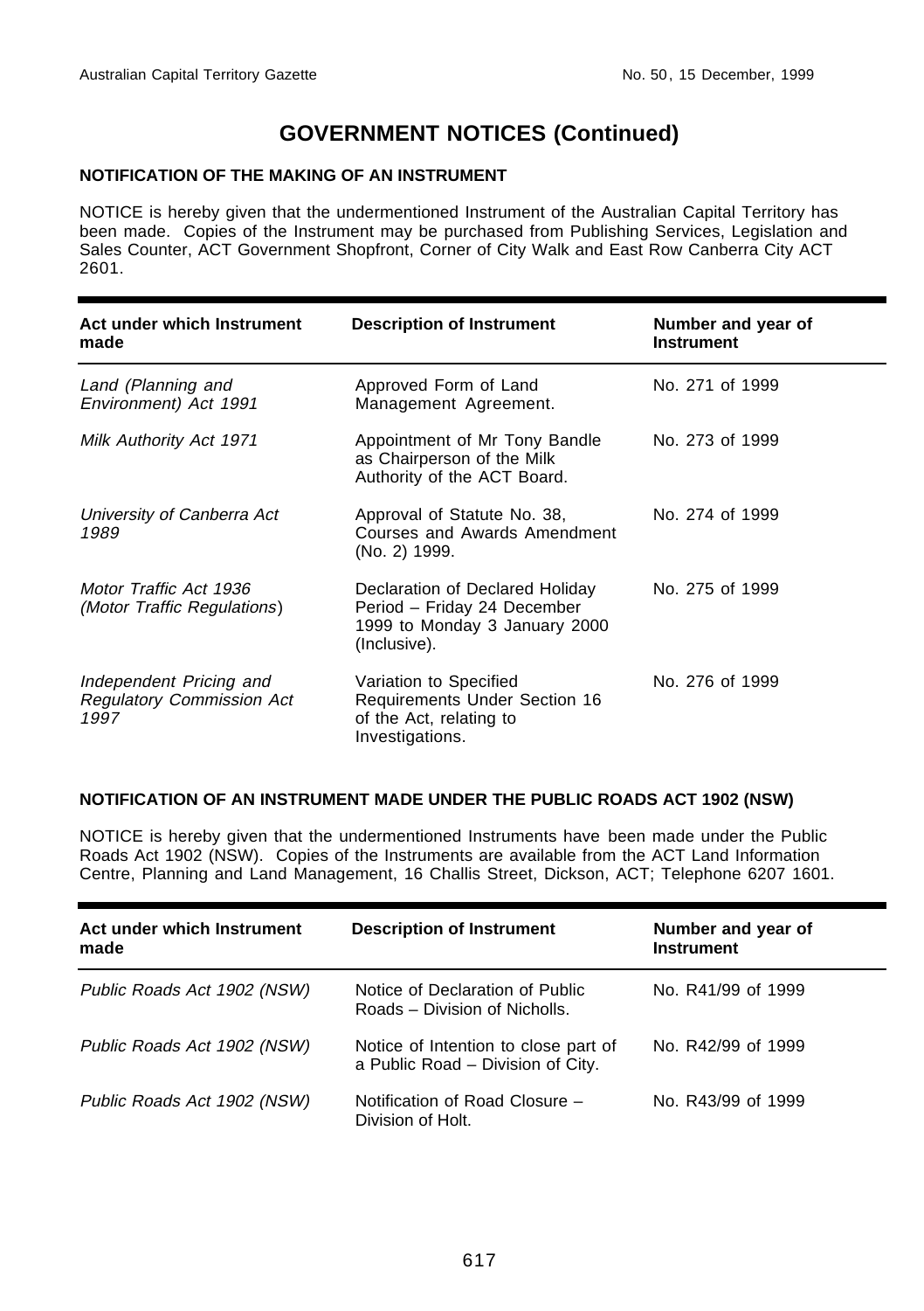# GOVERNMENT NOTICES (Continued)

### NOTIFICATION OF THE MAKING OF AN INSTRUMENT

NOTICE is hereby given that the undermentioned Instrument of the Australian Capital Territory has been made. Copies of the Instrument may be purchased from Publishing Services, Legislation and Sales Counter, ACT Government Shopfront, Corner of City Walk and East Row Canberra City ACT 2601.

| Act under which Instrument made | Description of Instrument | Number and year of Instrument |
|---|---|---|
| *Land (Planning and Environment) Act 1991* | Approved Form of Land Management Agreement. | No. 271 of 1999 |
| *Milk Authority Act 1971* | Appointment of Mr Tony Bandle as Chairperson of the Milk Authority of the ACT Board. | No. 273 of 1999 |
| *University of Canberra Act 1989* | Approval of Statute No. 38, Courses and Awards Amendment (No. 2) 1999. | No. 274 of 1999 |
| *Motor Traffic Act 1936 (Motor Traffic Regulations)* | Declaration of Declared Holiday Period – Friday 24 December 1999 to Monday 3 January 2000 (Inclusive). | No. 275 of 1999 |
| *Independent Pricing and Regulatory Commission Act 1997* | Variation to Specified Requirements Under Section 16 of the Act, relating to Investigations. | No. 276 of 1999 |

### NOTIFICATION OF AN INSTRUMENT MADE UNDER THE PUBLIC ROADS ACT 1902 (NSW)

NOTICE is hereby given that the undermentioned Instruments have been made under the Public Roads Act 1902 (NSW). Copies of the Instruments are available from the ACT Land Information Centre, Planning and Land Management, 16 Challis Street, Dickson, ACT; Telephone 6207 1601.

| Act under which Instrument made | Description of Instrument | Number and year of Instrument |
|---|---|---|
| *Public Roads Act 1902 (NSW)* | Notice of Declaration of Public Roads – Division of Nicholls. | No. R41/99 of 1999 |
| *Public Roads Act 1902 (NSW)* | Notice of Intention to close part of a Public Road – Division of City. | No. R42/99 of 1999 |
| *Public Roads Act 1902 (NSW)* | Notification of Road Closure – Division of Holt. | No. R43/99 of 1999 |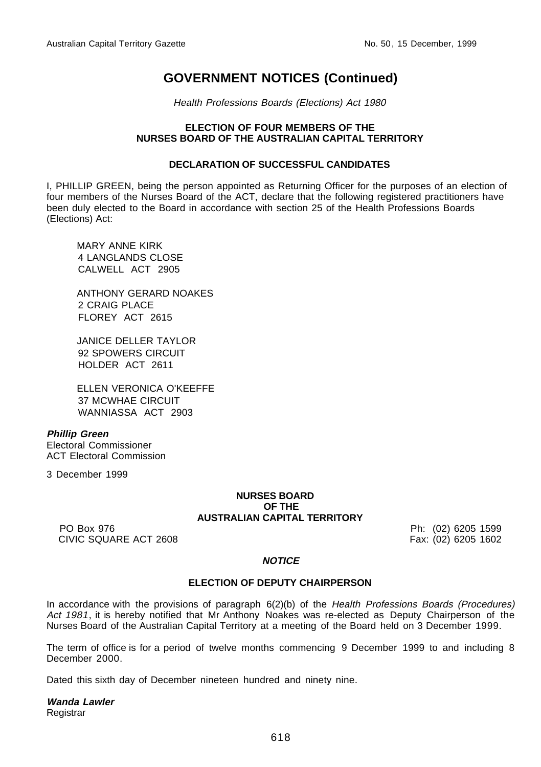# GOVERNMENT NOTICES (Continued)

*Health Professions Boards (Elections) Act 1980*

**ELECTION OF FOUR MEMBERS OF THE NURSES BOARD OF THE AUSTRALIAN CAPITAL TERRITORY**

**DECLARATION OF SUCCESSFUL CANDIDATES**

I, PHILLIP GREEN, being the person appointed as Returning Officer for the purposes of an election of four members of the Nurses Board of the ACT, declare that the following registered practitioners have been duly elected to the Board in accordance with section 25 of the Health Professions Boards (Elections) Act:

MARY ANNE KIRK
4 LANGLANDS CLOSE
CALWELL ACT 2905

ANTHONY GERARD NOAKES
2 CRAIG PLACE
FLOREY ACT 2615

JANICE DELLER TAYLOR
92 SPOWERS CIRCUIT
HOLDER ACT 2611

ELLEN VERONICA O'KEEFFE
37 MCWHAE CIRCUIT
WANNIASSA ACT 2903

***Phillip Green***
Electoral Commissioner
ACT Electoral Commission

3 December 1999

**NURSES BOARD OF THE AUSTRALIAN CAPITAL TERRITORY**

PO Box 976
CIVIC SQUARE ACT 2608

Ph: (02) 6205 1599
Fax: (02) 6205 1602

***NOTICE***

**ELECTION OF DEPUTY CHAIRPERSON**

In accordance with the provisions of paragraph 6(2)(b) of the *Health Professions Boards (Procedures) Act 1981*, it is hereby notified that Mr Anthony Noakes was re-elected as Deputy Chairperson of the Nurses Board of the Australian Capital Territory at a meeting of the Board held on 3 December 1999.

The term of office is for a period of twelve months commencing 9 December 1999 to and including 8 December 2000.

Dated this sixth day of December nineteen hundred and ninety nine.

***Wanda Lawler***
Registrar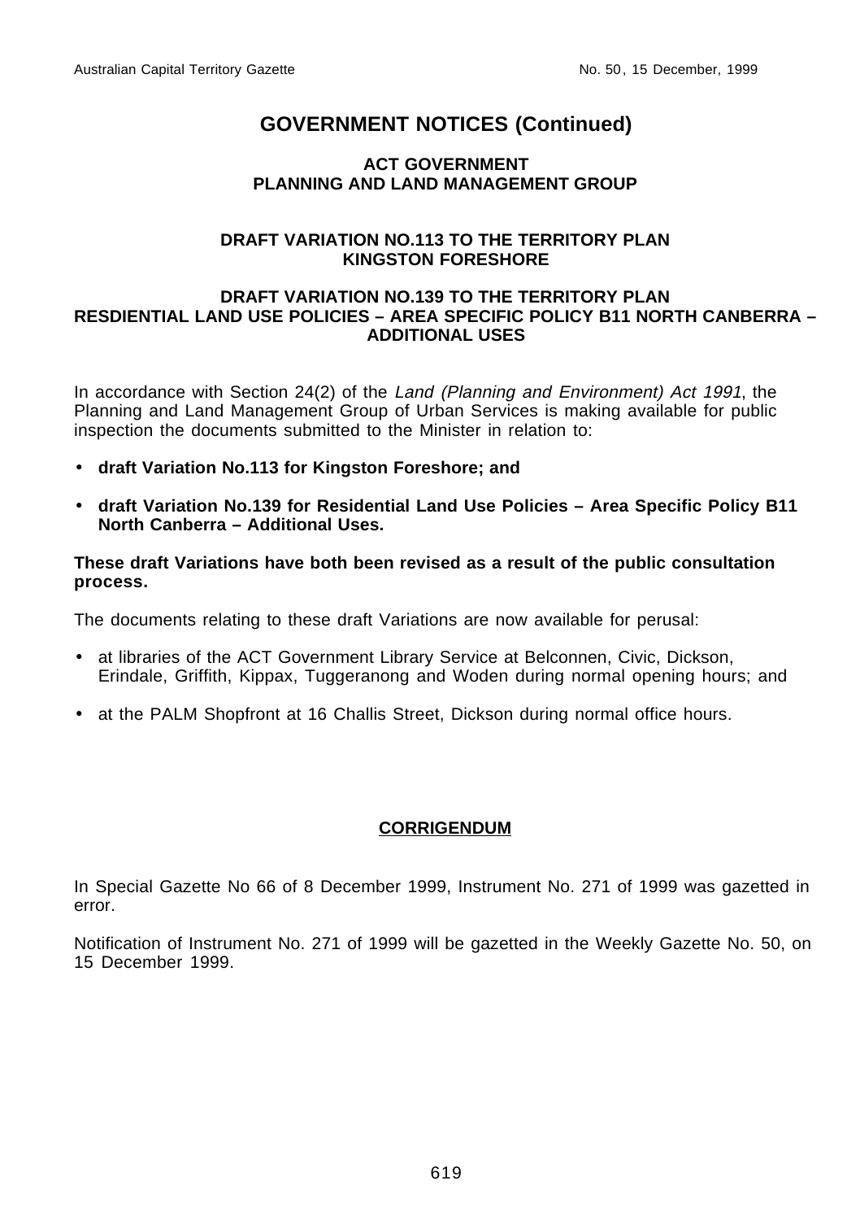# GOVERNMENT NOTICES (Continued)

### ACT GOVERNMENT
### PLANNING AND LAND MANAGEMENT GROUP

### DRAFT VARIATION NO.113 TO THE TERRITORY PLAN
### KINGSTON FORESHORE

### DRAFT VARIATION NO.139 TO THE TERRITORY PLAN
### RESDIENTIAL LAND USE POLICIES – AREA SPECIFIC POLICY B11 NORTH CANBERRA – ADDITIONAL USES

In accordance with Section 24(2) of the *Land (Planning and Environment) Act 1991*, the Planning and Land Management Group of Urban Services is making available for public inspection the documents submitted to the Minister in relation to:

- **draft Variation No.113 for Kingston Foreshore; and**
- **draft Variation No.139 for Residential Land Use Policies – Area Specific Policy B11 North Canberra – Additional Uses.**

**These draft Variations have both been revised as a result of the public consultation process.**

The documents relating to these draft Variations are now available for perusal:

- at libraries of the ACT Government Library Service at Belconnen, Civic, Dickson, Erindale, Griffith, Kippax, Tuggeranong and Woden during normal opening hours; and
- at the PALM Shopfront at 16 Challis Street, Dickson during normal office hours.

## CORRIGENDUM

In Special Gazette No 66 of 8 December 1999, Instrument No. 271 of 1999 was gazetted in error.

Notification of Instrument No. 271 of 1999 will be gazetted in the Weekly Gazette No. 50, on 15 December 1999.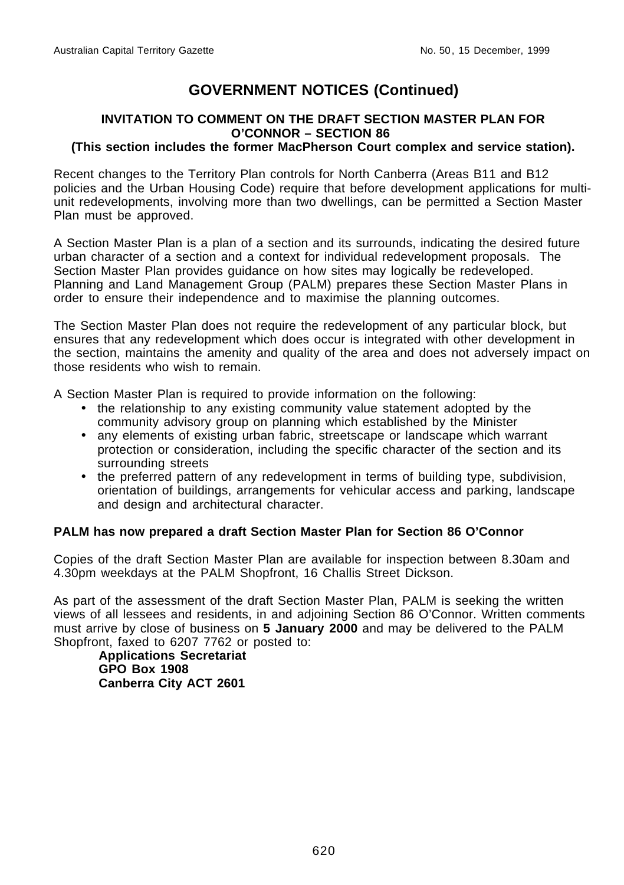# GOVERNMENT NOTICES (Continued)

## INVITATION TO COMMENT ON THE DRAFT SECTION MASTER PLAN FOR O'CONNOR – SECTION 86

**(This section includes the former MacPherson Court complex and service station).**

Recent changes to the Territory Plan controls for North Canberra (Areas B11 and B12 policies and the Urban Housing Code) require that before development applications for multi-unit redevelopments, involving more than two dwellings, can be permitted a Section Master Plan must be approved.

A Section Master Plan is a plan of a section and its surrounds, indicating the desired future urban character of a section and a context for individual redevelopment proposals. The Section Master Plan provides guidance on how sites may logically be redeveloped. Planning and Land Management Group (PALM) prepares these Section Master Plans in order to ensure their independence and to maximise the planning outcomes.

The Section Master Plan does not require the redevelopment of any particular block, but ensures that any redevelopment which does occur is integrated with other development in the section, maintains the amenity and quality of the area and does not adversely impact on those residents who wish to remain.

A Section Master Plan is required to provide information on the following:

- the relationship to any existing community value statement adopted by the community advisory group on planning which established by the Minister
- any elements of existing urban fabric, streetscape or landscape which warrant protection or consideration, including the specific character of the section and its surrounding streets
- the preferred pattern of any redevelopment in terms of building type, subdivision, orientation of buildings, arrangements for vehicular access and parking, landscape and design and architectural character.

**PALM has now prepared a draft Section Master Plan for Section 86 O'Connor**

Copies of the draft Section Master Plan are available for inspection between 8.30am and 4.30pm weekdays at the PALM Shopfront, 16 Challis Street Dickson.

As part of the assessment of the draft Section Master Plan, PALM is seeking the written views of all lessees and residents, in and adjoining Section 86 O'Connor. Written comments must arrive by close of business on **5 January 2000** and may be delivered to the PALM Shopfront, faxed to 6207 7762 or posted to:

**Applications Secretariat**
**GPO Box 1908**
**Canberra City ACT 2601**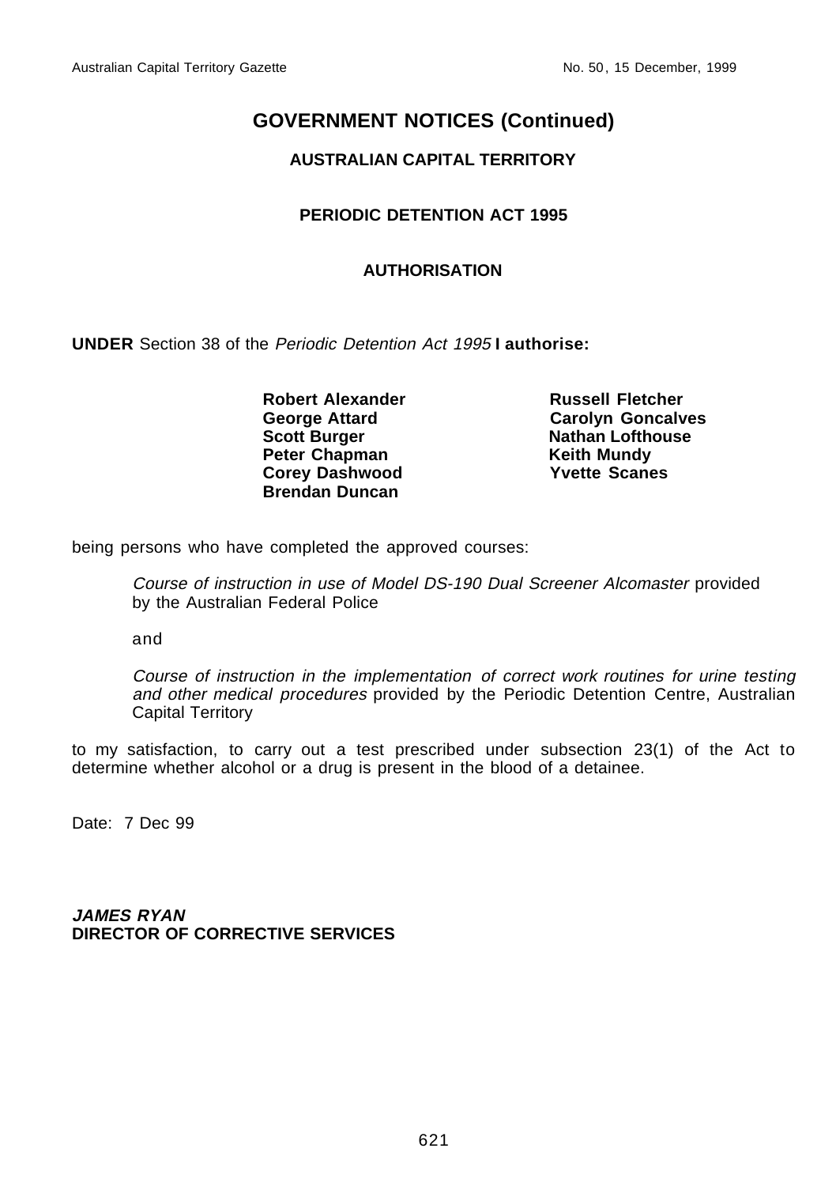# GOVERNMENT NOTICES (Continued)

## AUSTRALIAN CAPITAL TERRITORY

### PERIODIC DETENTION ACT 1995

### AUTHORISATION

**UNDER** Section 38 of the *Periodic Detention Act 1995* **I authorise:**

**Robert Alexander**
**George Attard**
**Scott Burger**
**Peter Chapman**
**Corey Dashwood**
**Brendan Duncan**
**Russell Fletcher**
**Carolyn Goncalves**
**Nathan Lofthouse**
**Keith Mundy**
**Yvette Scanes**

being persons who have completed the approved courses:

> *Course of instruction in use of Model DS-190 Dual Screener Alcomaster* provided by the Australian Federal Police
>
> and
>
> *Course of instruction in the implementation of correct work routines for urine testing and other medical procedures* provided by the Periodic Detention Centre, Australian Capital Territory

to my satisfaction, to carry out a test prescribed under subsection 23(1) of the Act to determine whether alcohol or a drug is present in the blood of a detainee.

Date: 7 Dec 99

***JAMES RYAN***
**DIRECTOR OF CORRECTIVE SERVICES**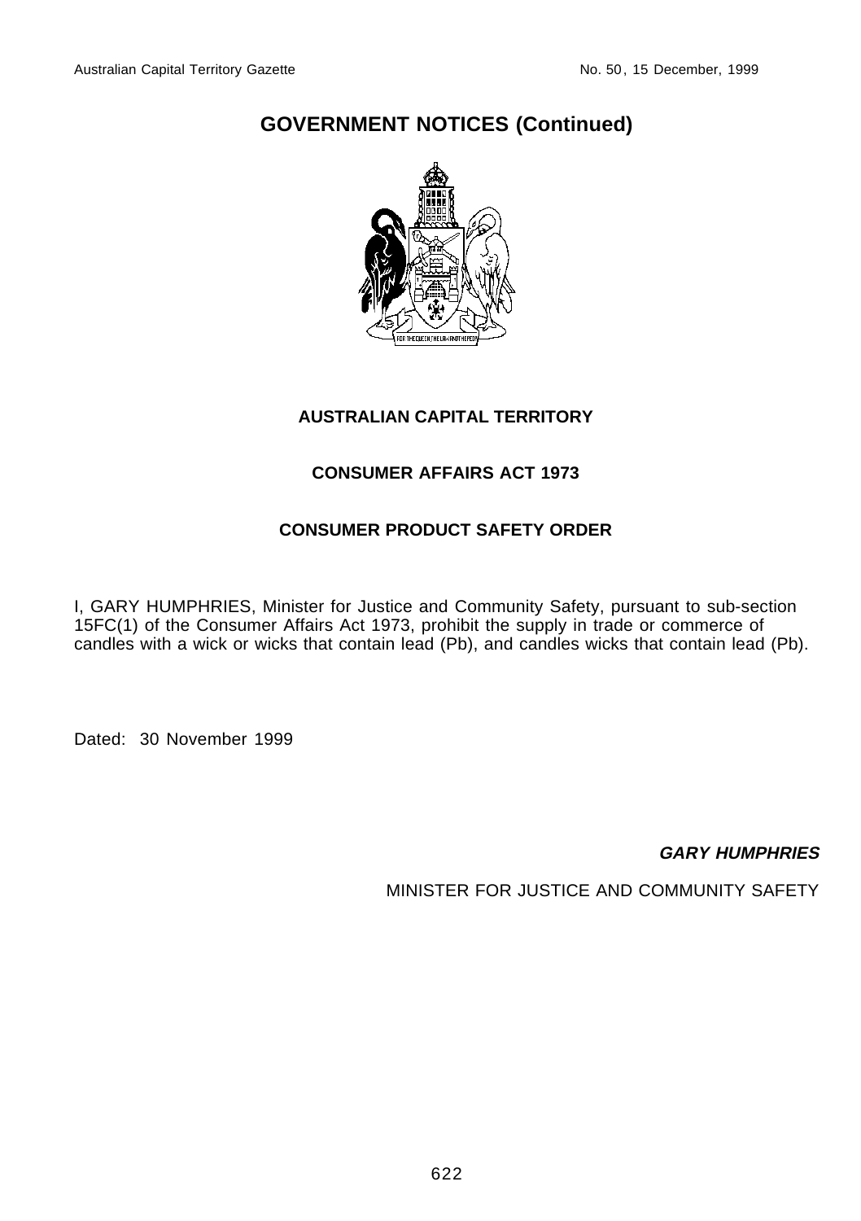# GOVERNMENT NOTICES (Continued)

**AUSTRALIAN CAPITAL TERRITORY**

**CONSUMER AFFAIRS ACT 1973**

**CONSUMER PRODUCT SAFETY ORDER**

I, GARY HUMPHRIES, Minister for Justice and Community Safety, pursuant to sub-section 15FC(1) of the Consumer Affairs Act 1973, prohibit the supply in trade or commerce of candles with a wick or wicks that contain lead (Pb), and candles wicks that contain lead (Pb).

Dated: 30 November 1999

***GARY HUMPHRIES***

MINISTER FOR JUSTICE AND COMMUNITY SAFETY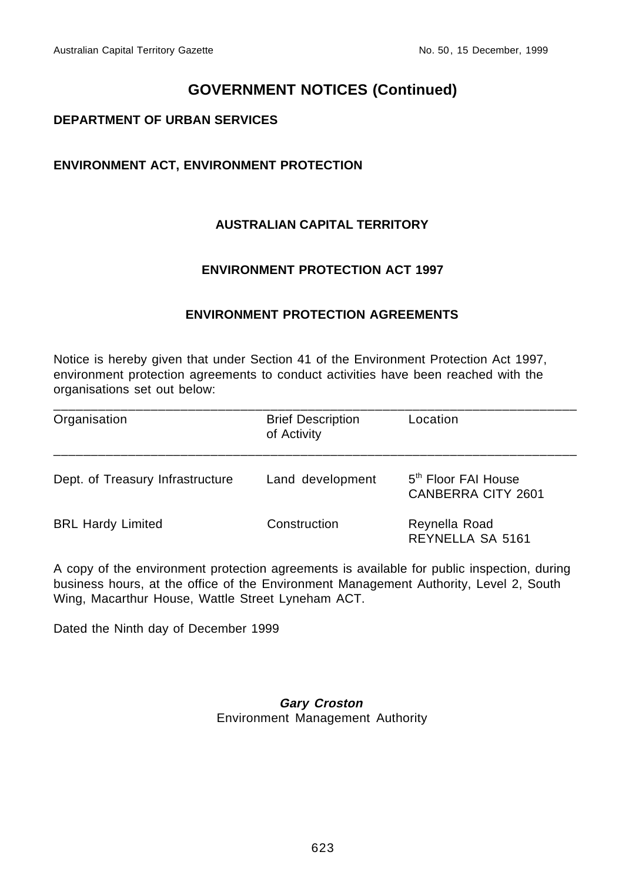# GOVERNMENT NOTICES (Continued)

## DEPARTMENT OF URBAN SERVICES

## ENVIRONMENT ACT, ENVIRONMENT PROTECTION

### AUSTRALIAN CAPITAL TERRITORY

### ENVIRONMENT PROTECTION ACT 1997

### ENVIRONMENT PROTECTION AGREEMENTS

Notice is hereby given that under Section 41 of the Environment Protection Act 1997, environment protection agreements to conduct activities have been reached with the organisations set out below:

| Organisation | Brief Description of Activity | Location |
| --- | --- | --- |
| Dept. of Treasury Infrastructure | Land development | 5th Floor FAI House CANBERRA CITY 2601 |
| BRL Hardy Limited | Construction | Reynella Road REYNELLA SA 5161 |

A copy of the environment protection agreements is available for public inspection, during business hours, at the office of the Environment Management Authority, Level 2, South Wing, Macarthur House, Wattle Street Lyneham ACT.

Dated the Ninth day of December 1999

***Gary Croston***
Environment Management Authority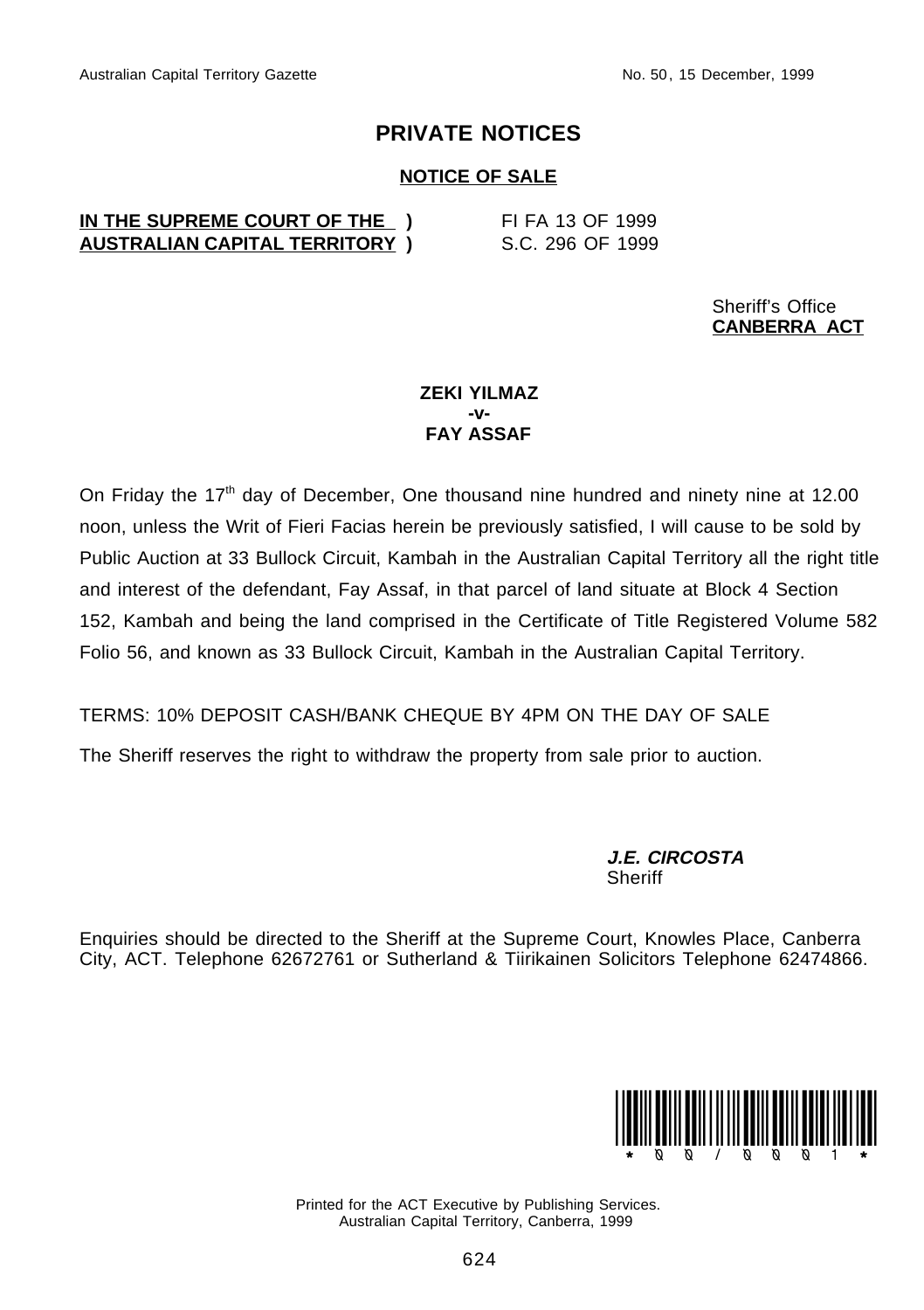# PRIVATE NOTICES

## NOTICE OF SALE

**IN THE SUPREME COURT OF THE )** FI FA 13 OF 1999
**AUSTRALIAN CAPITAL TERRITORY )** S.C. 296 OF 1999

Sheriff's Office
**CANBERRA ACT**

**ZEKI YILMAZ**
**-v-**
**FAY ASSAF**

On Friday the 17th day of December, One thousand nine hundred and ninety nine at 12.00 noon, unless the Writ of Fieri Facias herein be previously satisfied, I will cause to be sold by Public Auction at 33 Bullock Circuit, Kambah in the Australian Capital Territory all the right title and interest of the defendant, Fay Assaf, in that parcel of land situate at Block 4 Section 152, Kambah and being the land comprised in the Certificate of Title Registered Volume 582 Folio 56, and known as 33 Bullock Circuit, Kambah in the Australian Capital Territory.

TERMS: 10% DEPOSIT CASH/BANK CHEQUE BY 4PM ON THE DAY OF SALE

The Sheriff reserves the right to withdraw the property from sale prior to auction.

***J.E. CIRCOSTA***
Sheriff

Enquiries should be directed to the Sheriff at the Supreme Court, Knowles Place, Canberra City, ACT. Telephone 62672761 or Sutherland & Tiirikainen Solicitors Telephone 62474866.

*00/0001*

Printed for the ACT Executive by Publishing Services.
Australian Capital Territory, Canberra, 1999